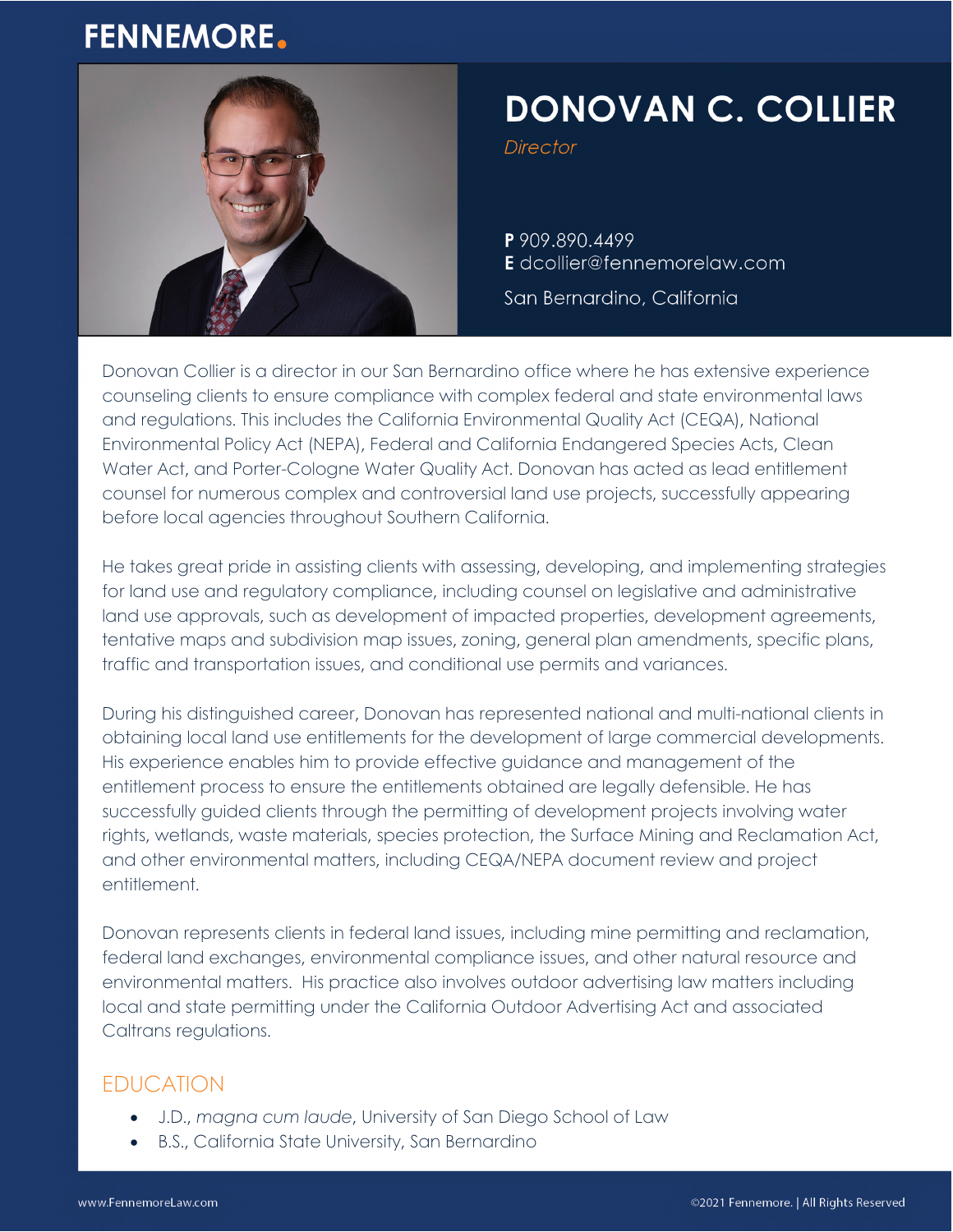FENNEMORE.

# DONOVAN C. COLLIER

*Director*

**P** 909.890.4499
**E** dcollier@fennemorelaw.com

San Bernardino, California

Donovan Collier is a director in our San Bernardino office where he has extensive experience counseling clients to ensure compliance with complex federal and state environmental laws and regulations. This includes the California Environmental Quality Act (CEQA), National Environmental Policy Act (NEPA), Federal and California Endangered Species Acts, Clean Water Act, and Porter-Cologne Water Quality Act. Donovan has acted as lead entitlement counsel for numerous complex and controversial land use projects, successfully appearing before local agencies throughout Southern California.

He takes great pride in assisting clients with assessing, developing, and implementing strategies for land use and regulatory compliance, including counsel on legislative and administrative land use approvals, such as development of impacted properties, development agreements, tentative maps and subdivision map issues, zoning, general plan amendments, specific plans, traffic and transportation issues, and conditional use permits and variances.

During his distinguished career, Donovan has represented national and multi-national clients in obtaining local land use entitlements for the development of large commercial developments. His experience enables him to provide effective guidance and management of the entitlement process to ensure the entitlements obtained are legally defensible. He has successfully guided clients through the permitting of development projects involving water rights, wetlands, waste materials, species protection, the Surface Mining and Reclamation Act, and other environmental matters, including CEQA/NEPA document review and project entitlement.

Donovan represents clients in federal land issues, including mine permitting and reclamation, federal land exchanges, environmental compliance issues, and other natural resource and environmental matters. His practice also involves outdoor advertising law matters including local and state permitting under the California Outdoor Advertising Act and associated Caltrans regulations.

## EDUCATION

- J.D., *magna cum laude*, University of San Diego School of Law
- B.S., California State University, San Bernardino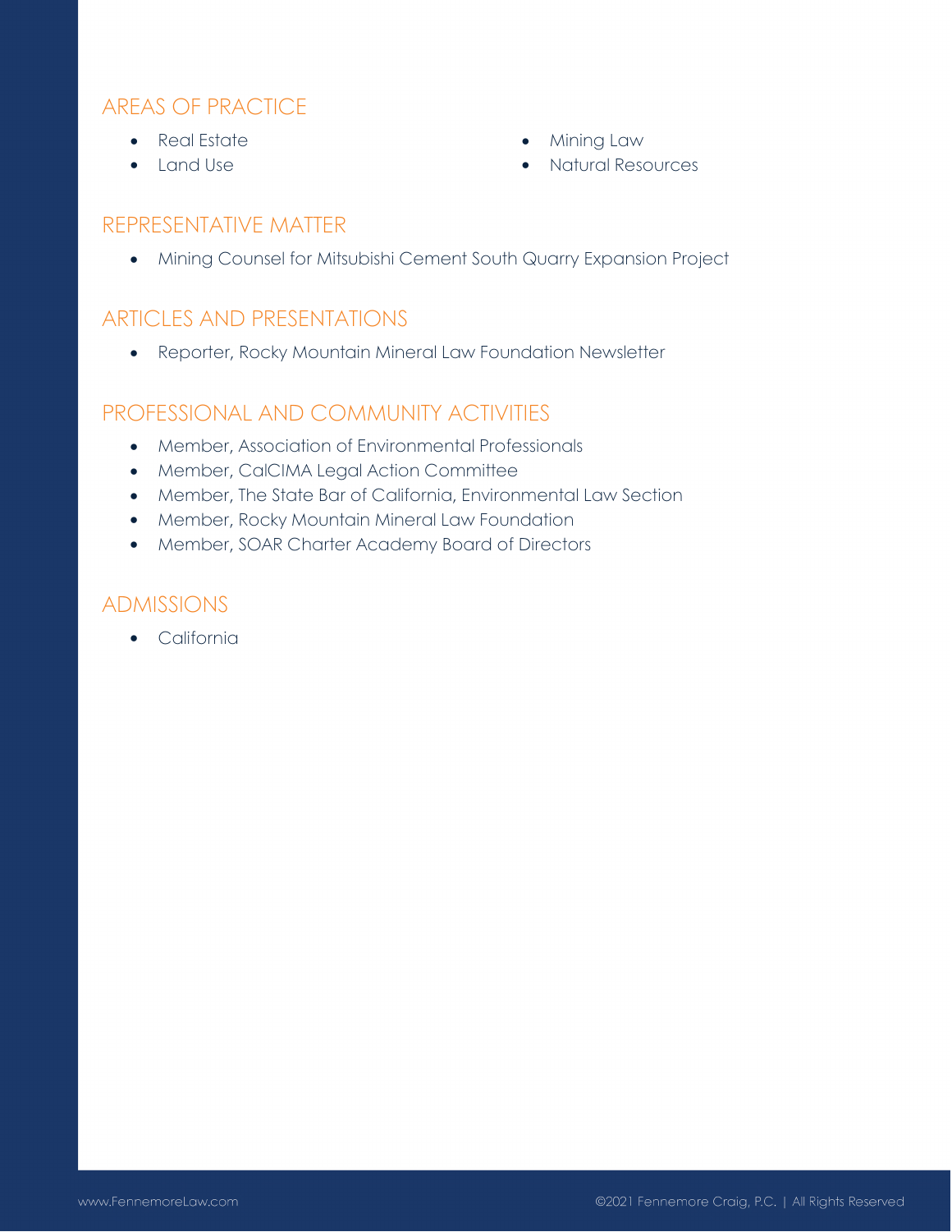## AREAS OF PRACTICE

- Real Estate
- Land Use
- Mining Law
- Natural Resources

## REPRESENTATIVE MATTER

- Mining Counsel for Mitsubishi Cement South Quarry Expansion Project

## ARTICLES AND PRESENTATIONS

- Reporter, Rocky Mountain Mineral Law Foundation Newsletter

## PROFESSIONAL AND COMMUNITY ACTIVITIES

- Member, Association of Environmental Professionals
- Member, CalCIMA Legal Action Committee
- Member, The State Bar of California, Environmental Law Section
- Member, Rocky Mountain Mineral Law Foundation
- Member, SOAR Charter Academy Board of Directors

## ADMISSIONS

- California